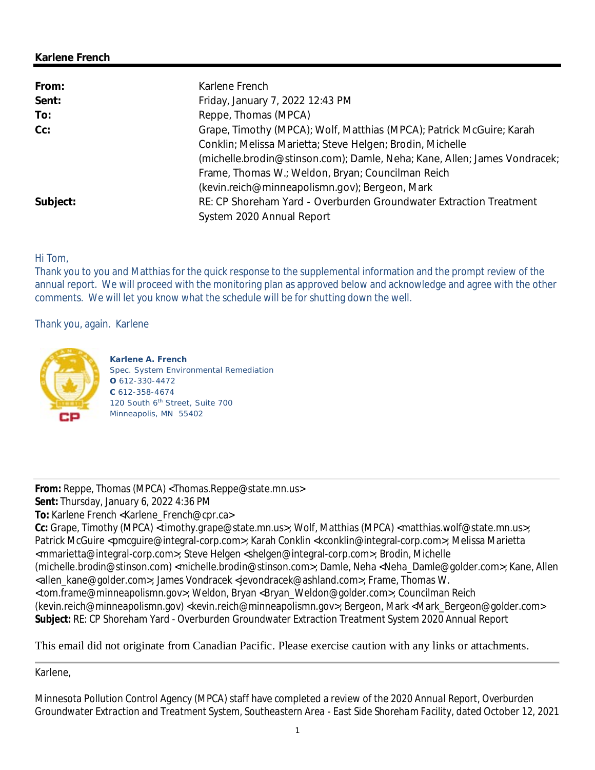**Karlene French**

---

**From:** Karlene French
**Sent:** Friday, January 7, 2022 12:43 PM
**To:** Reppe, Thomas (MPCA)
**Cc:** Grape, Timothy (MPCA); Wolf, Matthias (MPCA); Patrick McGuire; Karah Conklin; Melissa Marietta; Steve Helgen; Brodin, Michelle (michelle.brodin@stinson.com); Damle, Neha; Kane, Allen; James Vondracek; Frame, Thomas W.; Weldon, Bryan; Councilman Reich (kevin.reich@minneapolismn.gov); Bergeon, Mark
**Subject:** RE: CP Shoreham Yard - Overburden Groundwater Extraction Treatment System 2020 Annual Report

Hi Tom,
Thank you to you and Matthias for the quick response to the supplemental information and the prompt review of the annual report. We will proceed with the monitoring plan as approved below and acknowledge and agree with the other comments. We will let you know what the schedule will be for shutting down the well.

Thank you, again. Karlene

**Karlene A. French**
Spec. System Environmental Remediation
**O** 612-330-4472
**C** 612-358-4674
120 South 6th Street, Suite 700
Minneapolis, MN 55402

---

**From:** Reppe, Thomas (MPCA) <Thomas.Reppe@state.mn.us>
**Sent:** Thursday, January 6, 2022 4:36 PM
**To:** Karlene French <Karlene_French@cpr.ca>
**Cc:** Grape, Timothy (MPCA) <timothy.grape@state.mn.us>; Wolf, Matthias (MPCA) <matthias.wolf@state.mn.us>; Patrick McGuire <pmcguire@integral-corp.com>; Karah Conklin <kconklin@integral-corp.com>; Melissa Marietta <mmarietta@integral-corp.com>; Steve Helgen <shelgen@integral-corp.com>; Brodin, Michelle (michelle.brodin@stinson.com) <michelle.brodin@stinson.com>; Damle, Neha <Neha_Damle@golder.com>; Kane, Allen <allen_kane@golder.com>; James Vondracek <jevondracek@ashland.com>; Frame, Thomas W. <tom.frame@minneapolismn.gov>; Weldon, Bryan <Bryan_Weldon@golder.com>; Councilman Reich (kevin.reich@minneapolismn.gov) <kevin.reich@minneapolismn.gov>; Bergeon, Mark <Mark_Bergeon@golder.com>
**Subject:** RE: CP Shoreham Yard - Overburden Groundwater Extraction Treatment System 2020 Annual Report

This email did not originate from Canadian Pacific. Please exercise caution with any links or attachments.

---

Karlene,

Minnesota Pollution Control Agency (MPCA) staff have completed a review of the *2020 Annual Report, Overburden Groundwater Extraction and Treatment System, Southeastern Area - East Side Shoreham Facility*, dated October 12, 2021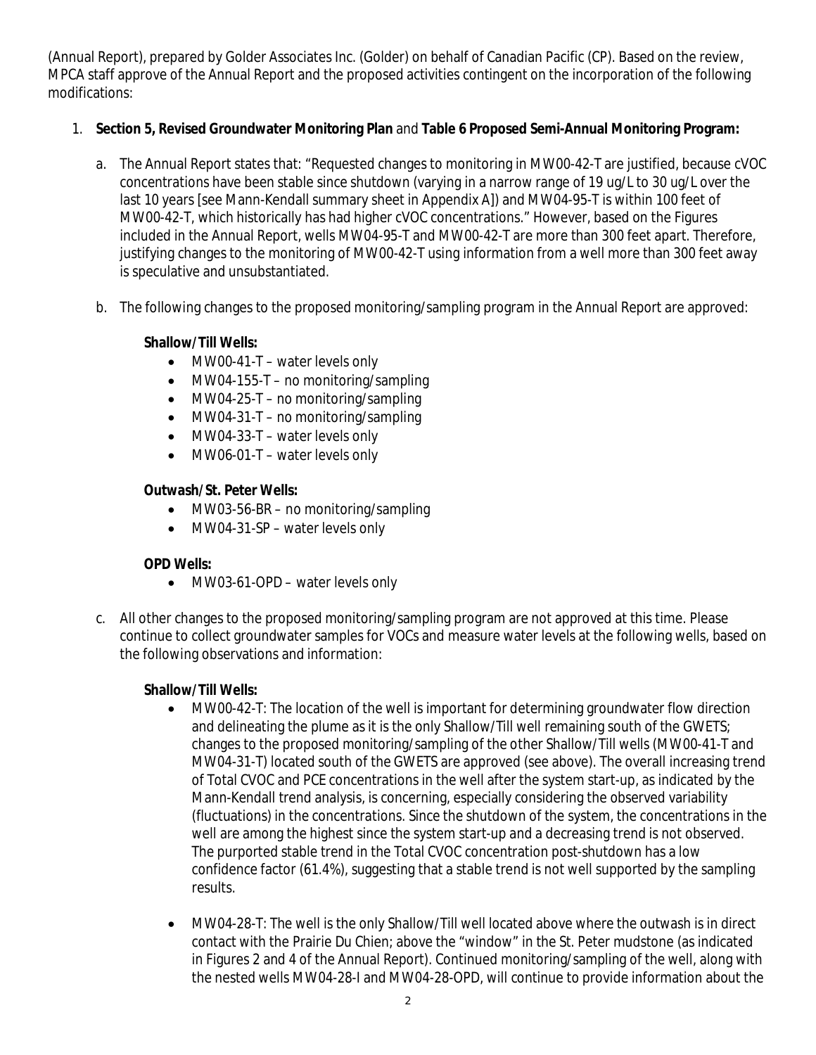(Annual Report), prepared by Golder Associates Inc. (Golder) on behalf of Canadian Pacific (CP). Based on the review, MPCA staff approve of the Annual Report and the proposed activities contingent on the incorporation of the following modifications:

1. **Section 5, Revised Groundwater Monitoring Plan** and **Table 6 Proposed Semi-Annual Monitoring Program:**

   a. The Annual Report states that: "Requested changes to monitoring in MW00-42-T are justified, because cVOC concentrations have been stable since shutdown (varying in a narrow range of 19 ug/L to 30 ug/L over the last 10 years [see Mann-Kendall summary sheet in Appendix A]) and MW04-95-T is within 100 feet of MW00-42-T, which historically has had higher cVOC concentrations." However, based on the Figures included in the Annual Report, wells MW04-95-T and MW00-42-T are more than 300 feet apart. Therefore, justifying changes to the monitoring of MW00-42-T using information from a well more than 300 feet away is speculative and unsubstantiated.

   b. The following changes to the proposed monitoring/sampling program in the Annual Report are approved:

      **Shallow/Till Wells:**
      - MW00-41-T – water levels only
      - MW04-155-T – no monitoring/sampling
      - MW04-25-T – no monitoring/sampling
      - MW04-31-T – no monitoring/sampling
      - MW04-33-T – water levels only
      - MW06-01-T – water levels only

      **Outwash/St. Peter Wells:**
      - MW03-56-BR – no monitoring/sampling
      - MW04-31-SP – water levels only

      **OPD Wells:**
      - MW03-61-OPD – water levels only

   c. All other changes to the proposed monitoring/sampling program are not approved at this time. Please continue to collect groundwater samples for VOCs and measure water levels at the following wells, based on the following observations and information:

      **Shallow/Till Wells:**
      - MW00-42-T: The location of the well is important for determining groundwater flow direction and delineating the plume as it is the only Shallow/Till well remaining south of the GWETS; changes to the proposed monitoring/sampling of the other Shallow/Till wells (MW00-41-T and MW04-31-T) located south of the GWETS are approved (see above). The overall increasing trend of Total CVOC and PCE concentrations in the well after the system start-up, as indicated by the Mann-Kendall trend analysis, is concerning, especially considering the observed variability (fluctuations) in the concentrations. Since the shutdown of the system, the concentrations in the well are among the highest since the system start-up and a decreasing trend is not observed. The purported stable trend in the Total CVOC concentration post-shutdown has a low confidence factor (61.4%), suggesting that a stable trend is not well supported by the sampling results.
      - MW04-28-T: The well is the only Shallow/Till well located above where the outwash is in direct contact with the Prairie Du Chien; above the "window" in the St. Peter mudstone (as indicated in Figures 2 and 4 of the Annual Report). Continued monitoring/sampling of the well, along with the nested wells MW04-28-I and MW04-28-OPD, will continue to provide information about the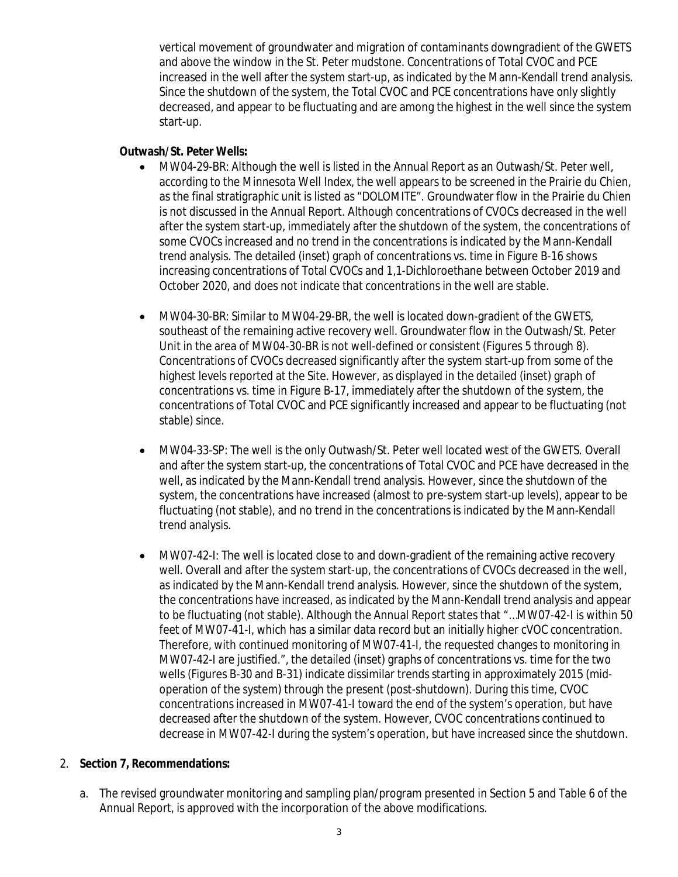vertical movement of groundwater and migration of contaminants downgradient of the GWETS and above the window in the St. Peter mudstone. Concentrations of Total CVOC and PCE increased in the well after the system start-up, as indicated by the Mann-Kendall trend analysis. Since the shutdown of the system, the Total CVOC and PCE concentrations have only slightly decreased, and appear to be fluctuating and are among the highest in the well since the system start-up.

**Outwash/St. Peter Wells:**

- MW04-29-BR: Although the well is listed in the Annual Report as an Outwash/St. Peter well, according to the Minnesota Well Index, the well appears to be screened in the Prairie du Chien, as the final stratigraphic unit is listed as "DOLOMITE". Groundwater flow in the Prairie du Chien is not discussed in the Annual Report. Although concentrations of CVOCs decreased in the well after the system start-up, immediately after the shutdown of the system, the concentrations of some CVOCs increased and no trend in the concentrations is indicated by the Mann-Kendall trend analysis. The detailed (inset) graph of concentrations vs. time in Figure B-16 shows increasing concentrations of Total CVOCs and 1,1-Dichloroethane between October 2019 and October 2020, and does not indicate that concentrations in the well are stable.

- MW04-30-BR: Similar to MW04-29-BR, the well is located down-gradient of the GWETS, southeast of the remaining active recovery well. Groundwater flow in the Outwash/St. Peter Unit in the area of MW04-30-BR is not well-defined or consistent (Figures 5 through 8). Concentrations of CVOCs decreased significantly after the system start-up from some of the highest levels reported at the Site. However, as displayed in the detailed (inset) graph of concentrations vs. time in Figure B-17, immediately after the shutdown of the system, the concentrations of Total CVOC and PCE significantly increased and appear to be fluctuating (not stable) since.

- MW04-33-SP: The well is the only Outwash/St. Peter well located west of the GWETS. Overall and after the system start-up, the concentrations of Total CVOC and PCE have decreased in the well, as indicated by the Mann-Kendall trend analysis. However, since the shutdown of the system, the concentrations have increased (almost to pre-system start-up levels), appear to be fluctuating (not stable), and no trend in the concentrations is indicated by the Mann-Kendall trend analysis.

- MW07-42-I: The well is located close to and down-gradient of the remaining active recovery well. Overall and after the system start-up, the concentrations of CVOCs decreased in the well, as indicated by the Mann-Kendall trend analysis. However, since the shutdown of the system, the concentrations have increased, as indicated by the Mann-Kendall trend analysis and appear to be fluctuating (not stable). Although the Annual Report states that "…MW07-42-I is within 50 feet of MW07-41-I, which has a similar data record but an initially higher cVOC concentration. Therefore, with continued monitoring of MW07-41-I, the requested changes to monitoring in MW07-42-I are justified.", the detailed (inset) graphs of concentrations vs. time for the two wells (Figures B-30 and B-31) indicate dissimilar trends starting in approximately 2015 (mid-operation of the system) through the present (post-shutdown). During this time, CVOC concentrations increased in MW07-41-I toward the end of the system's operation, but have decreased after the shutdown of the system. However, CVOC concentrations continued to decrease in MW07-42-I during the system's operation, but have increased since the shutdown.

2. **Section 7, Recommendations:**

   a. The revised groundwater monitoring and sampling plan/program presented in Section 5 and Table 6 of the Annual Report, is approved with the incorporation of the above modifications.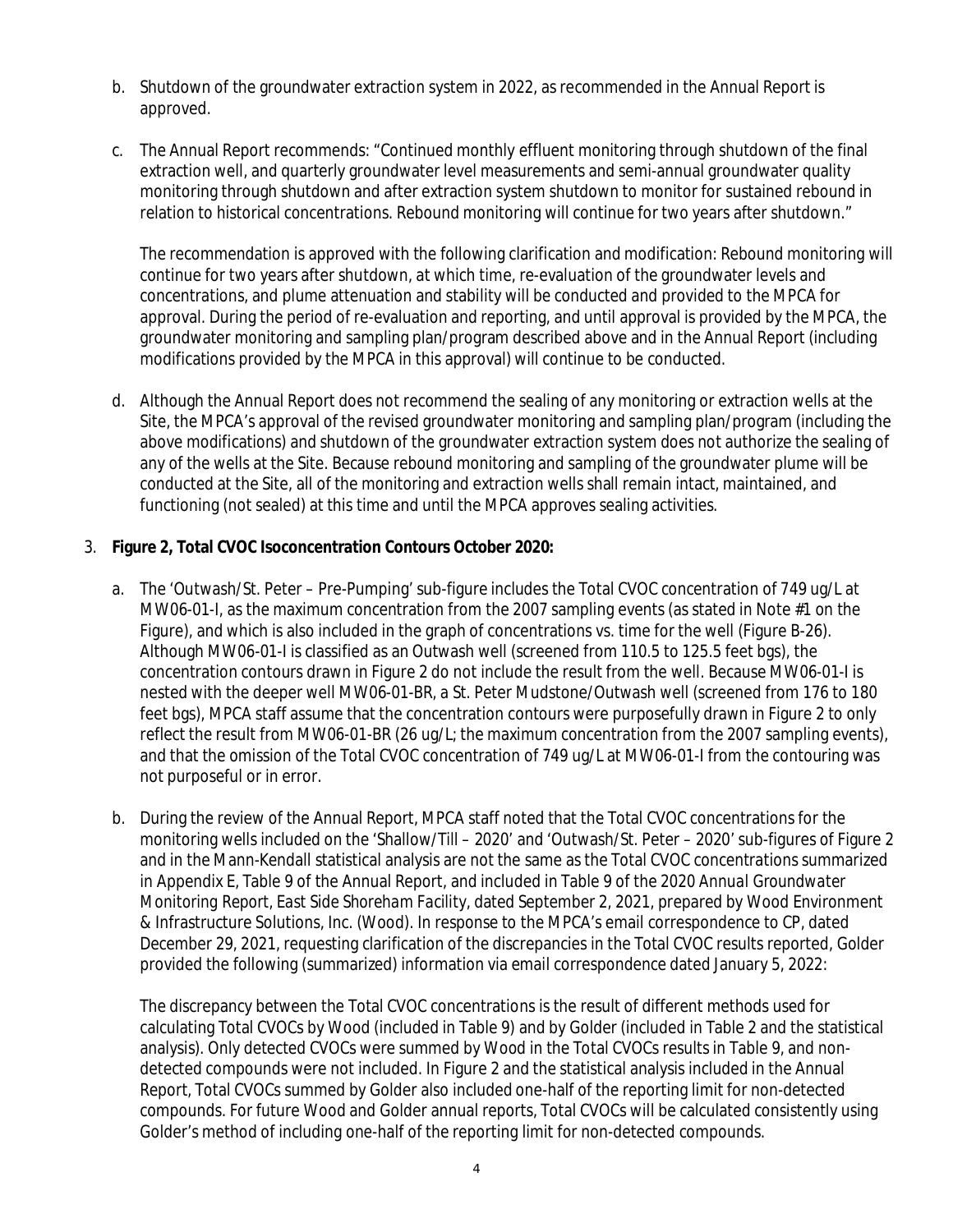b. Shutdown of the groundwater extraction system in 2022, as recommended in the Annual Report is approved.

c. The Annual Report recommends: "Continued monthly effluent monitoring through shutdown of the final extraction well, and quarterly groundwater level measurements and semi-annual groundwater quality monitoring through shutdown and after extraction system shutdown to monitor for sustained rebound in relation to historical concentrations. Rebound monitoring will continue for two years after shutdown."

   The recommendation is approved with the following clarification and modification: Rebound monitoring will continue for two years after shutdown, at which time, re-evaluation of the groundwater levels and concentrations, and plume attenuation and stability will be conducted and provided to the MPCA for approval. During the period of re-evaluation and reporting, and until approval is provided by the MPCA, the groundwater monitoring and sampling plan/program described above and in the Annual Report (including modifications provided by the MPCA in this approval) will continue to be conducted.

d. Although the Annual Report does not recommend the sealing of any monitoring or extraction wells at the Site, the MPCA's approval of the revised groundwater monitoring and sampling plan/program (including the above modifications) and shutdown of the groundwater extraction system does not authorize the sealing of any of the wells at the Site. Because rebound monitoring and sampling of the groundwater plume will be conducted at the Site, all of the monitoring and extraction wells shall remain intact, maintained, and functioning (not sealed) at this time and until the MPCA approves sealing activities.

3. **Figure 2, Total CVOC Isoconcentration Contours October 2020:**

   a. The 'Outwash/St. Peter – Pre-Pumping' sub-figure includes the Total CVOC concentration of 749 ug/L at MW06-01-I, as the maximum concentration from the 2007 sampling events (as stated in Note #1 on the Figure), and which is also included in the graph of concentrations vs. time for the well (Figure B-26). Although MW06-01-I is classified as an Outwash well (screened from 110.5 to 125.5 feet bgs), the concentration contours drawn in Figure 2 do not include the result from the well. Because MW06-01-I is nested with the deeper well MW06-01-BR, a St. Peter Mudstone/Outwash well (screened from 176 to 180 feet bgs), MPCA staff assume that the concentration contours were purposefully drawn in Figure 2 to only reflect the result from MW06-01-BR (26 ug/L; the maximum concentration from the 2007 sampling events), and that the omission of the Total CVOC concentration of 749 ug/L at MW06-01-I from the contouring was not purposeful or in error.

   b. During the review of the Annual Report, MPCA staff noted that the Total CVOC concentrations for the monitoring wells included on the 'Shallow/Till – 2020' and 'Outwash/St. Peter – 2020' sub-figures of Figure 2 and in the Mann-Kendall statistical analysis are not the same as the Total CVOC concentrations summarized in Appendix E, Table 9 of the Annual Report, and included in Table 9 of the *2020 Annual Groundwater Monitoring Report, East Side Shoreham Facility*, dated September 2, 2021, prepared by Wood Environment & Infrastructure Solutions, Inc. (Wood). In response to the MPCA's email correspondence to CP, dated December 29, 2021, requesting clarification of the discrepancies in the Total CVOC results reported, Golder provided the following (summarized) information via email correspondence dated January 5, 2022:

      The discrepancy between the Total CVOC concentrations is the result of different methods used for calculating Total CVOCs by Wood (included in Table 9) and by Golder (included in Table 2 and the statistical analysis). Only detected CVOCs were summed by Wood in the Total CVOCs results in Table 9, and non-detected compounds were not included. In Figure 2 and the statistical analysis included in the Annual Report, Total CVOCs summed by Golder also included one-half of the reporting limit for non-detected compounds. For future Wood and Golder annual reports, Total CVOCs will be calculated consistently using Golder's method of including one-half of the reporting limit for non-detected compounds.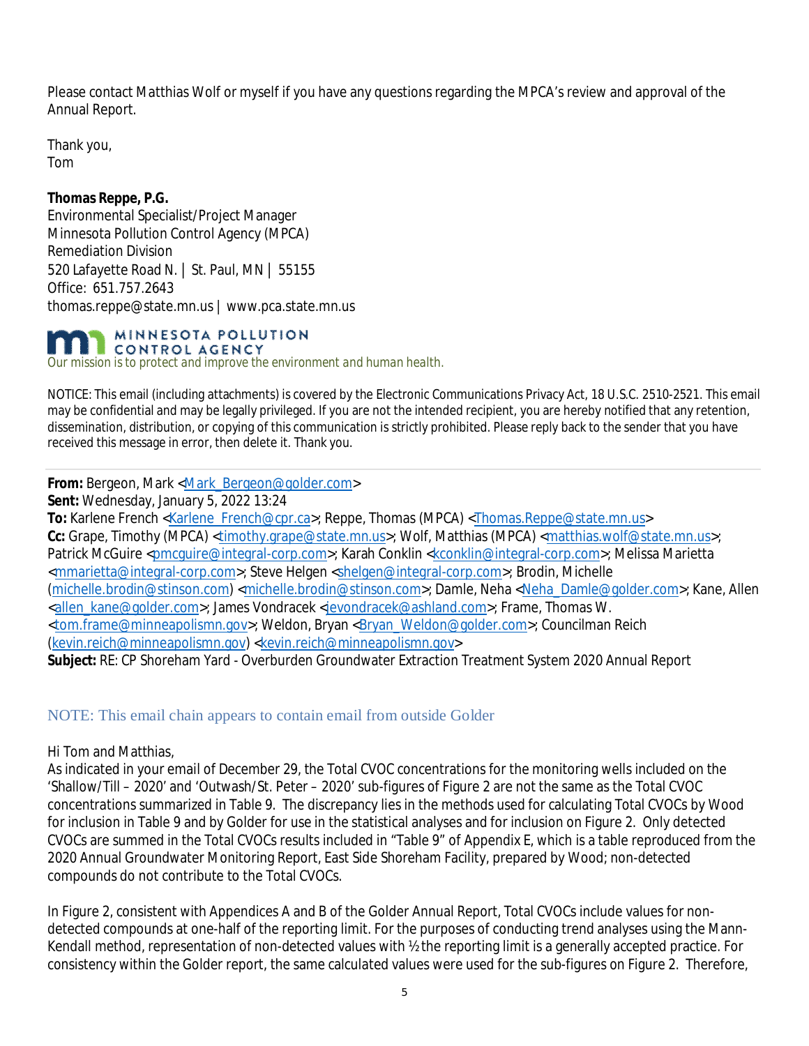Please contact Matthias Wolf or myself if you have any questions regarding the MPCA's review and approval of the Annual Report.

Thank you,
Tom

**Thomas Reppe, P.G.**
Environmental Specialist/Project Manager
Minnesota Pollution Control Agency (MPCA)
Remediation Division
520 Lafayette Road N. | St. Paul, MN | 55155
Office: 651.757.2643
thomas.reppe@state.mn.us | www.pca.state.mn.us

MINNESOTA POLLUTION CONTROL AGENCY
Our mission is to protect and improve the environment and human health.

NOTICE: This email (including attachments) is covered by the Electronic Communications Privacy Act, 18 U.S.C. 2510-2521. This email may be confidential and may be legally privileged. If you are not the intended recipient, you are hereby notified that any retention, dissemination, distribution, or copying of this communication is strictly prohibited. Please reply back to the sender that you have received this message in error, then delete it. Thank you.

---

**From:** Bergeon, Mark <Mark_Bergeon@golder.com>
**Sent:** Wednesday, January 5, 2022 13:24
**To:** Karlene French <Karlene_French@cpr.ca>; Reppe, Thomas (MPCA) <Thomas.Reppe@state.mn.us>
**Cc:** Grape, Timothy (MPCA) <timothy.grape@state.mn.us>; Wolf, Matthias (MPCA) <matthias.wolf@state.mn.us>; Patrick McGuire <pmcguire@integral-corp.com>; Karah Conklin <kconklin@integral-corp.com>; Melissa Marietta <mmarietta@integral-corp.com>; Steve Helgen <shelgen@integral-corp.com>; Brodin, Michelle (michelle.brodin@stinson.com) <michelle.brodin@stinson.com>; Damle, Neha <Neha_Damle@golder.com>; Kane, Allen <allen_kane@golder.com>; James Vondracek <jevondracek@ashland.com>; Frame, Thomas W. <tom.frame@minneapolismn.gov>; Weldon, Bryan <Bryan_Weldon@golder.com>; Councilman Reich (kevin.reich@minneapolismn.gov) <kevin.reich@minneapolismn.gov>
**Subject:** RE: CP Shoreham Yard - Overburden Groundwater Extraction Treatment System 2020 Annual Report

NOTE: This email chain appears to contain email from outside Golder

Hi Tom and Matthias,
As indicated in your email of December 29, the Total CVOC concentrations for the monitoring wells included on the 'Shallow/Till – 2020' and 'Outwash/St. Peter – 2020' sub-figures of Figure 2 are not the same as the Total CVOC concentrations summarized in Table 9. The discrepancy lies in the methods used for calculating Total CVOCs by Wood for inclusion in Table 9 and by Golder for use in the statistical analyses and for inclusion on Figure 2. Only detected CVOCs are summed in the Total CVOCs results included in "Table 9" of Appendix E, which is a table reproduced from the 2020 Annual Groundwater Monitoring Report, East Side Shoreham Facility, prepared by Wood; non-detected compounds do not contribute to the Total CVOCs.

In Figure 2, consistent with Appendices A and B of the Golder Annual Report, Total CVOCs include values for non-detected compounds at one-half of the reporting limit. For the purposes of conducting trend analyses using the Mann-Kendall method, representation of non-detected values with ½ the reporting limit is a generally accepted practice. For consistency within the Golder report, the same calculated values were used for the sub-figures on Figure 2. Therefore,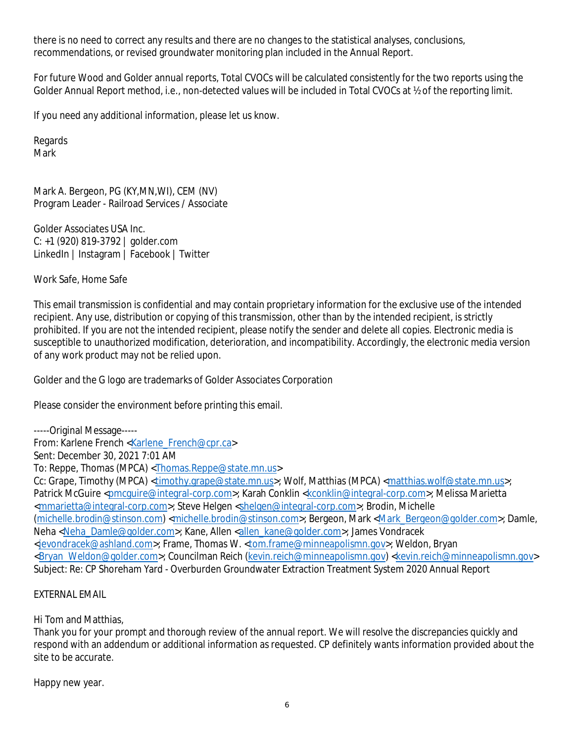there is no need to correct any results and there are no changes to the statistical analyses, conclusions, recommendations, or revised groundwater monitoring plan included in the Annual Report.

For future Wood and Golder annual reports, Total CVOCs will be calculated consistently for the two reports using the Golder Annual Report method, i.e., non-detected values will be included in Total CVOCs at ½ of the reporting limit.

If you need any additional information, please let us know.

Regards
Mark

Mark A. Bergeon, PG (KY,MN,WI), CEM (NV)
Program Leader - Railroad Services / Associate

Golder Associates USA Inc.
C: +1 (920) 819-3792 | golder.com
LinkedIn | Instagram | Facebook | Twitter

Work Safe, Home Safe

This email transmission is confidential and may contain proprietary information for the exclusive use of the intended recipient. Any use, distribution or copying of this transmission, other than by the intended recipient, is strictly prohibited. If you are not the intended recipient, please notify the sender and delete all copies. Electronic media is susceptible to unauthorized modification, deterioration, and incompatibility. Accordingly, the electronic media version of any work product may not be relied upon.

Golder and the G logo are trademarks of Golder Associates Corporation

Please consider the environment before printing this email.

-----Original Message-----
From: Karlene French <Karlene_French@cpr.ca>
Sent: December 30, 2021 7:01 AM
To: Reppe, Thomas (MPCA) <Thomas.Reppe@state.mn.us>
Cc: Grape, Timothy (MPCA) <timothy.grape@state.mn.us>; Wolf, Matthias (MPCA) <matthias.wolf@state.mn.us>; Patrick McGuire <pmcguire@integral-corp.com>; Karah Conklin <kconklin@integral-corp.com>; Melissa Marietta <mmarietta@integral-corp.com>; Steve Helgen <shelgen@integral-corp.com>; Brodin, Michelle (michelle.brodin@stinson.com) <michelle.brodin@stinson.com>; Bergeon, Mark <Mark_Bergeon@golder.com>; Damle, Neha <Neha_Damle@golder.com>; Kane, Allen <allen_kane@golder.com>; James Vondracek <jevondracek@ashland.com>; Frame, Thomas W. <tom.frame@minneapolismn.gov>; Weldon, Bryan <Bryan_Weldon@golder.com>; Councilman Reich (kevin.reich@minneapolismn.gov) <kevin.reich@minneapolismn.gov>
Subject: Re: CP Shoreham Yard - Overburden Groundwater Extraction Treatment System 2020 Annual Report

EXTERNAL EMAIL

Hi Tom and Matthias,
Thank you for your prompt and thorough review of the annual report. We will resolve the discrepancies quickly and respond with an addendum or additional information as requested. CP definitely wants information provided about the site to be accurate.

Happy new year.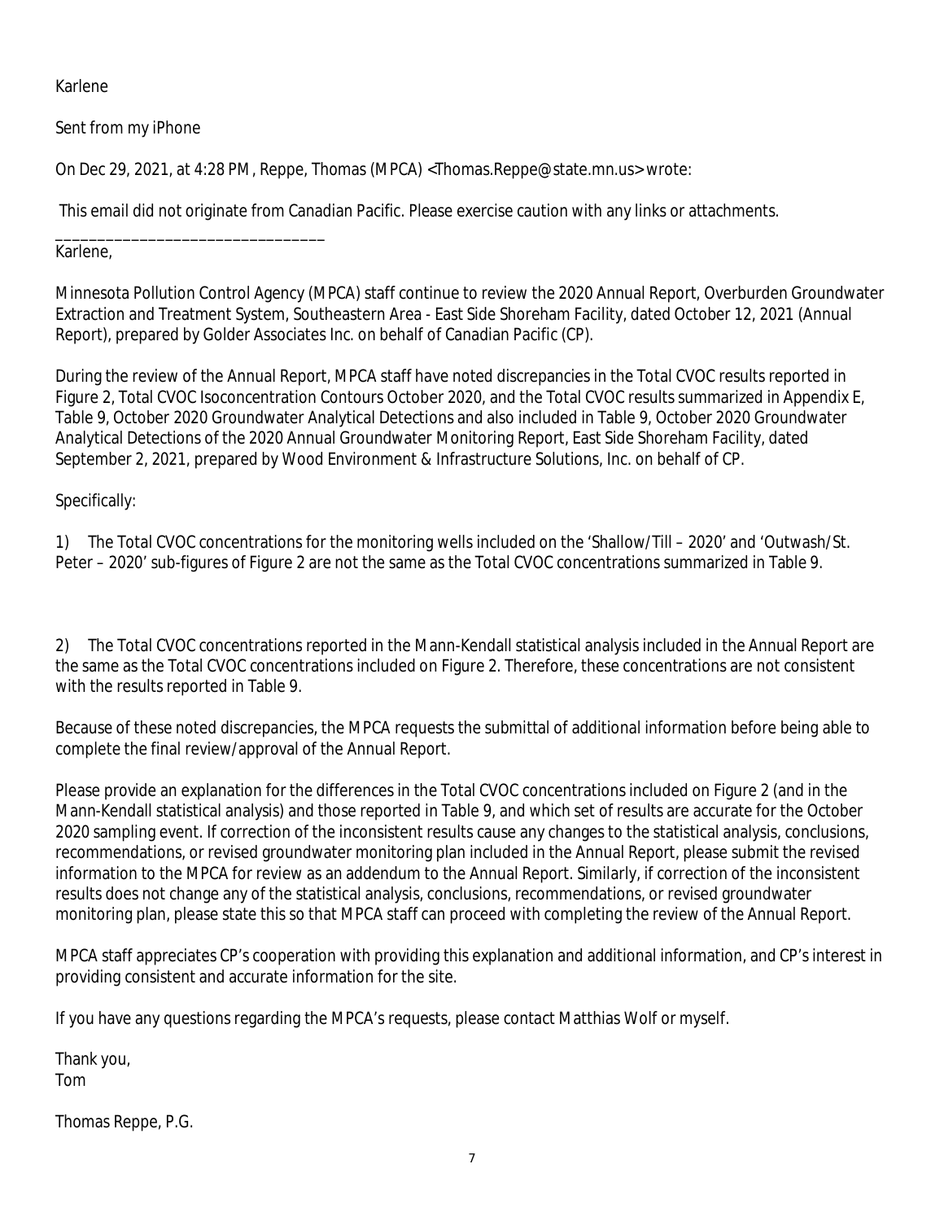Karlene

Sent from my iPhone

On Dec 29, 2021, at 4:28 PM, Reppe, Thomas (MPCA) <Thomas.Reppe@state.mn.us> wrote:

This email did not originate from Canadian Pacific. Please exercise caution with any links or attachments.

________________________________

Karlene,

Minnesota Pollution Control Agency (MPCA) staff continue to review the 2020 Annual Report, Overburden Groundwater Extraction and Treatment System, Southeastern Area - East Side Shoreham Facility, dated October 12, 2021 (Annual Report), prepared by Golder Associates Inc. on behalf of Canadian Pacific (CP).

During the review of the Annual Report, MPCA staff have noted discrepancies in the Total CVOC results reported in Figure 2, Total CVOC Isoconcentration Contours October 2020, and the Total CVOC results summarized in Appendix E, Table 9, October 2020 Groundwater Analytical Detections and also included in Table 9, October 2020 Groundwater Analytical Detections of the 2020 Annual Groundwater Monitoring Report, East Side Shoreham Facility, dated September 2, 2021, prepared by Wood Environment & Infrastructure Solutions, Inc. on behalf of CP.

Specifically:

1) The Total CVOC concentrations for the monitoring wells included on the 'Shallow/Till – 2020' and 'Outwash/St. Peter – 2020' sub-figures of Figure 2 are not the same as the Total CVOC concentrations summarized in Table 9.

2) The Total CVOC concentrations reported in the Mann-Kendall statistical analysis included in the Annual Report are the same as the Total CVOC concentrations included on Figure 2. Therefore, these concentrations are not consistent with the results reported in Table 9.

Because of these noted discrepancies, the MPCA requests the submittal of additional information before being able to complete the final review/approval of the Annual Report.

Please provide an explanation for the differences in the Total CVOC concentrations included on Figure 2 (and in the Mann-Kendall statistical analysis) and those reported in Table 9, and which set of results are accurate for the October 2020 sampling event. If correction of the inconsistent results cause any changes to the statistical analysis, conclusions, recommendations, or revised groundwater monitoring plan included in the Annual Report, please submit the revised information to the MPCA for review as an addendum to the Annual Report. Similarly, if correction of the inconsistent results does not change any of the statistical analysis, conclusions, recommendations, or revised groundwater monitoring plan, please state this so that MPCA staff can proceed with completing the review of the Annual Report.

MPCA staff appreciates CP's cooperation with providing this explanation and additional information, and CP's interest in providing consistent and accurate information for the site.

If you have any questions regarding the MPCA's requests, please contact Matthias Wolf or myself.

Thank you,
Tom

Thomas Reppe, P.G.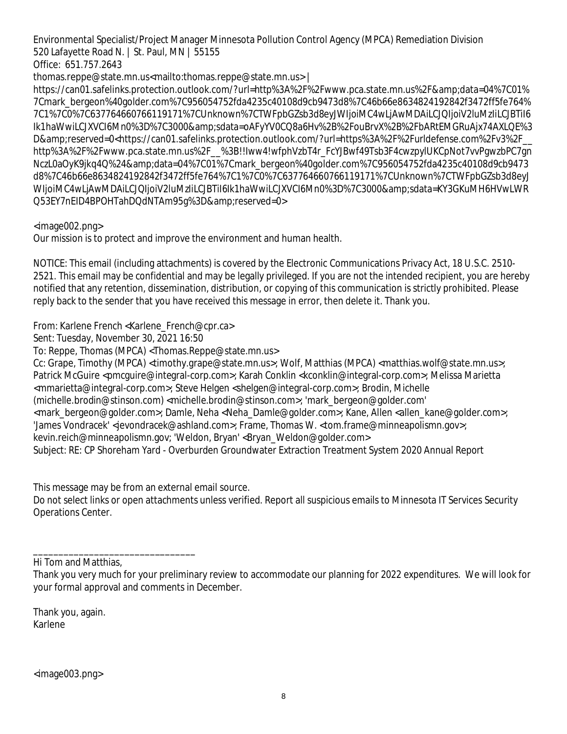Environmental Specialist/Project Manager Minnesota Pollution Control Agency (MPCA) Remediation Division
520 Lafayette Road N. | St. Paul, MN | 55155
Office: 651.757.2643
thomas.reppe@state.mn.us<mailto:thomas.reppe@state.mn.us> |
https://can01.safelinks.protection.outlook.com/?url=http%3A%2F%2Fwww.pca.state.mn.us%2F&amp;data=04%7C01%7Cmark_bergeon%40golder.com%7C956054752fda4235c40108d9cb9473d8%7C46b66e8634824192842f3472ff5fe764%7C1%7C0%7C637764660766119171%7CUnknown%7CTWFpbGZsb3d8eyJWIjoiMC4wLjAwMDAiLCJQIjoiV2luMzIiLCJBTiI6Ik1haWwiLCJXVCI6Mn0%3D%7C3000&amp;sdata=oAFyYV0CQ8a6Hv%2B%2FouBrvX%2B%2FbARtEMGRuAjx74AXLQE%3D&amp;reserved=0<https://can01.safelinks.protection.outlook.com/?url=https%3A%2F%2Furldefense.com%2Fv3%2F__http%3A%2F%2Fwww.pca.state.mn.us%2F__%3B!!Iww4!wfphVzbT4r_FcYJBwf49Tsb3F4cwzpylUKCpNot7vvPgwzbPC7gnNczL0aOyK9jkq4Q%24&amp;data=04%7C01%7Cmark_bergeon%40golder.com%7C956054752fda4235c40108d9cb9473d8%7C46b66e8634824192842f3472ff5fe764%7C1%7C0%7C637764660766119171%7CUnknown%7CTWFpbGZsb3d8eyJWIjoiMC4wLjAwMDAiLCJQIjoiV2luMzIiLCJBTiI6Ik1haWwiLCJXVCI6Mn0%3D%7C3000&amp;sdata=KY3GKuMH6HVwLWRQ53EY7nEID4BPOHTahDQdNTAm95g%3D&amp;reserved=0>

<image002.png>
Our mission is to protect and improve the environment and human health.

NOTICE: This email (including attachments) is covered by the Electronic Communications Privacy Act, 18 U.S.C. 2510-2521. This email may be confidential and may be legally privileged. If you are not the intended recipient, you are hereby notified that any retention, dissemination, distribution, or copying of this communication is strictly prohibited. Please reply back to the sender that you have received this message in error, then delete it. Thank you.

From: Karlene French <Karlene_French@cpr.ca>
Sent: Tuesday, November 30, 2021 16:50
To: Reppe, Thomas (MPCA) <Thomas.Reppe@state.mn.us>
Cc: Grape, Timothy (MPCA) <timothy.grape@state.mn.us>; Wolf, Matthias (MPCA) <matthias.wolf@state.mn.us>; Patrick McGuire <pmcguire@integral-corp.com>; Karah Conklin <kconklin@integral-corp.com>; Melissa Marietta <mmarietta@integral-corp.com>; Steve Helgen <shelgen@integral-corp.com>; Brodin, Michelle (michelle.brodin@stinson.com) <michelle.brodin@stinson.com>; 'mark_bergeon@golder.com' <mark_bergeon@golder.com>; Damle, Neha <Neha_Damle@golder.com>; Kane, Allen <allen_kane@golder.com>; 'James Vondracek' <jevondracek@ashland.com>; Frame, Thomas W. <tom.frame@minneapolismn.gov>; kevin.reich@minneapolismn.gov; 'Weldon, Bryan' <Bryan_Weldon@golder.com>
Subject: RE: CP Shoreham Yard - Overburden Groundwater Extraction Treatment System 2020 Annual Report

This message may be from an external email source.
Do not select links or open attachments unless verified. Report all suspicious emails to Minnesota IT Services Security Operations Center.

________________________________

Hi Tom and Matthias,

Thank you very much for your preliminary review to accommodate our planning for 2022 expenditures. We will look for your formal approval and comments in December.

Thank you, again.
Karlene

<image003.png>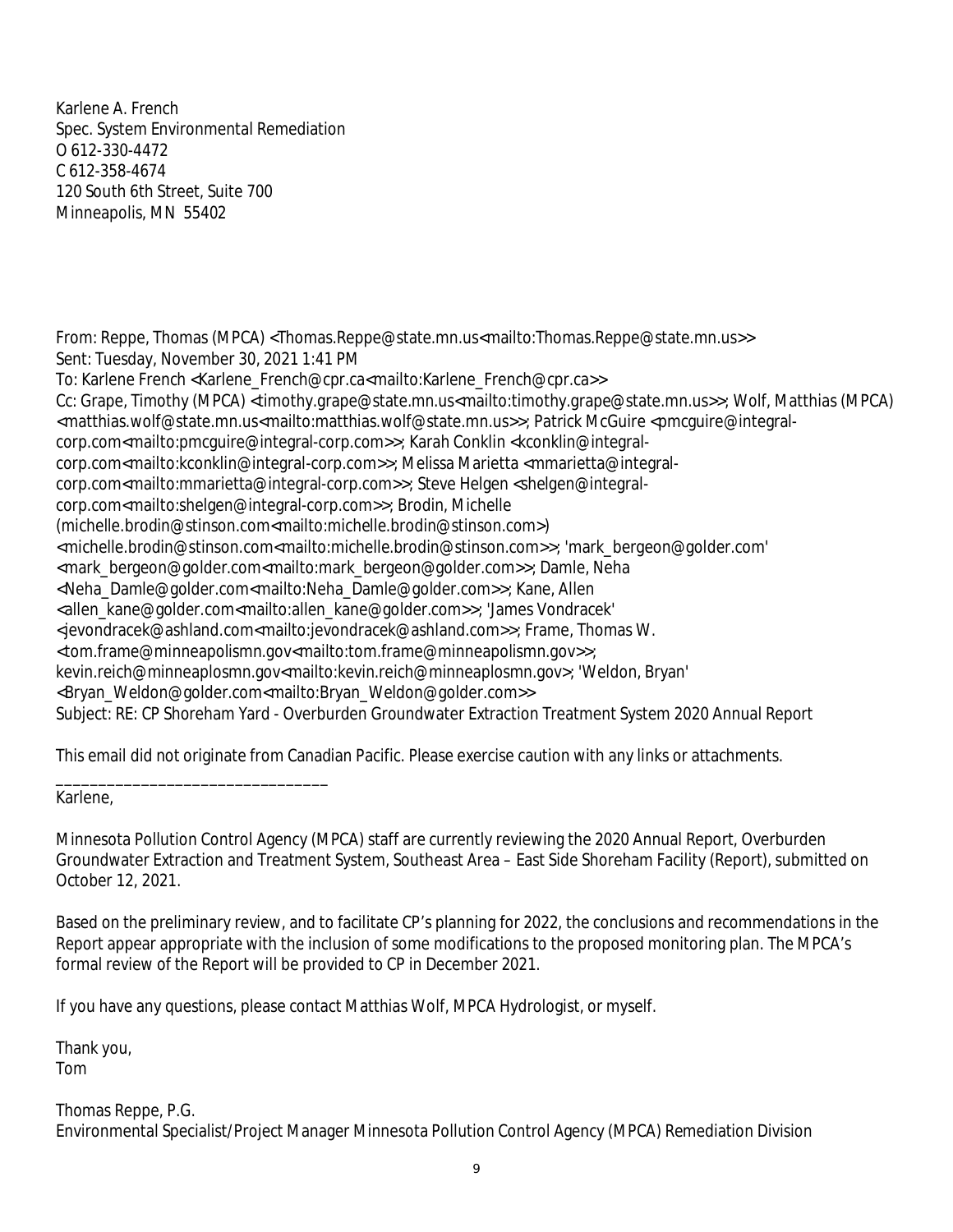Karlene A. French
Spec. System Environmental Remediation
O 612-330-4472
C 612-358-4674
120 South 6th Street, Suite 700
Minneapolis, MN 55402

From: Reppe, Thomas (MPCA) <Thomas.Reppe@state.mn.us<mailto:Thomas.Reppe@state.mn.us>>
Sent: Tuesday, November 30, 2021 1:41 PM
To: Karlene French <Karlene_French@cpr.ca<mailto:Karlene_French@cpr.ca>>
Cc: Grape, Timothy (MPCA) <timothy.grape@state.mn.us<mailto:timothy.grape@state.mn.us>>; Wolf, Matthias (MPCA) <matthias.wolf@state.mn.us<mailto:matthias.wolf@state.mn.us>>; Patrick McGuire <pmcguire@integral-corp.com<mailto:pmcguire@integral-corp.com>>; Karah Conklin <kconklin@integral-corp.com<mailto:kconklin@integral-corp.com>>; Melissa Marietta <mmarietta@integral-corp.com<mailto:mmarietta@integral-corp.com>>; Steve Helgen <shelgen@integral-corp.com<mailto:shelgen@integral-corp.com>>; Brodin, Michelle (michelle.brodin@stinson.com<mailto:michelle.brodin@stinson.com>) <michelle.brodin@stinson.com<mailto:michelle.brodin@stinson.com>>; 'mark_bergeon@golder.com' <mark_bergeon@golder.com<mailto:mark_bergeon@golder.com>>; Damle, Neha <Neha_Damle@golder.com<mailto:Neha_Damle@golder.com>>; Kane, Allen <allen_kane@golder.com<mailto:allen_kane@golder.com>>; 'James Vondracek' <jevondracek@ashland.com<mailto:jevondracek@ashland.com>>; Frame, Thomas W. <tom.frame@minneapolismn.gov<mailto:tom.frame@minneapolismn.gov>>; kevin.reich@minneaplosmn.gov<mailto:kevin.reich@minneaplosmn.gov>; 'Weldon, Bryan' <Bryan_Weldon@golder.com<mailto:Bryan_Weldon@golder.com>>
Subject: RE: CP Shoreham Yard - Overburden Groundwater Extraction Treatment System 2020 Annual Report

This email did not originate from Canadian Pacific. Please exercise caution with any links or attachments.

________________________________

Karlene,

Minnesota Pollution Control Agency (MPCA) staff are currently reviewing the 2020 Annual Report, Overburden Groundwater Extraction and Treatment System, Southeast Area – East Side Shoreham Facility (Report), submitted on October 12, 2021.

Based on the preliminary review, and to facilitate CP's planning for 2022, the conclusions and recommendations in the Report appear appropriate with the inclusion of some modifications to the proposed monitoring plan. The MPCA's formal review of the Report will be provided to CP in December 2021.

If you have any questions, please contact Matthias Wolf, MPCA Hydrologist, or myself.

Thank you,
Tom

Thomas Reppe, P.G.
Environmental Specialist/Project Manager Minnesota Pollution Control Agency (MPCA) Remediation Division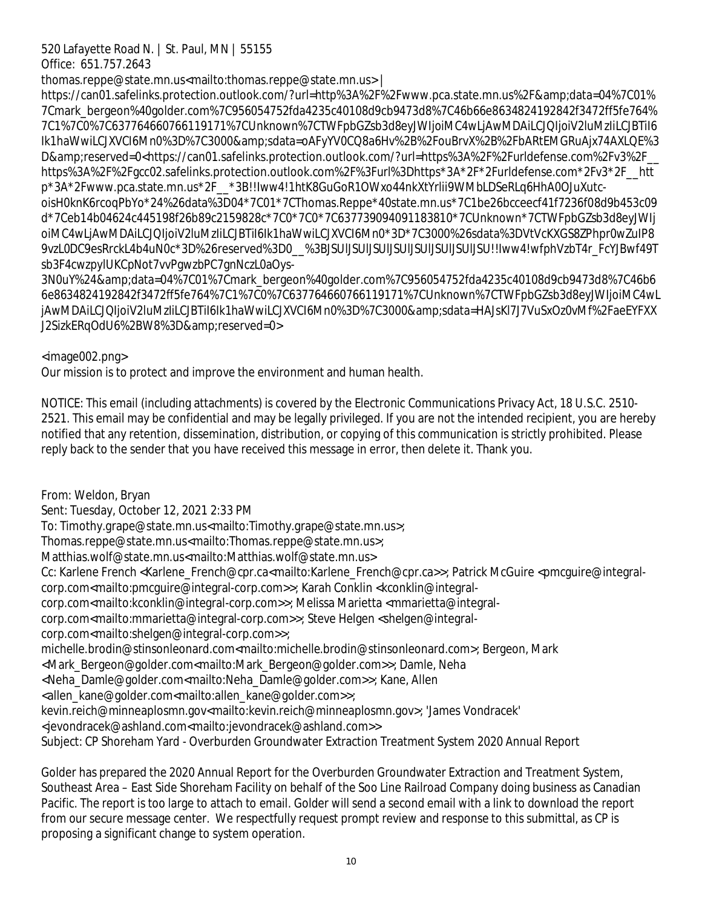520 Lafayette Road N. | St. Paul, MN | 55155
Office: 651.757.2643
thomas.reppe@state.mn.us<mailto:thomas.reppe@state.mn.us> |
https://can01.safelinks.protection.outlook.com/?url=http%3A%2F%2Fwww.pca.state.mn.us%2F&amp;data=04%7C01%7Cmark_bergeon%40golder.com%7C956054752fda4235c40108d9cb9473d8%7C46b66e8634824192842f3472ff5fe764%7C1%7C0%7C637764660766119171%7CUnknown%7CTWFpbGZsb3d8eyJWIjoiMC4wLjAwMDAiLCJQIjoiV2luMzIiLCJBTiI6Ik1haWwiLCJXVCI6Mn0%3D%7C3000&amp;sdata=oAFyYV0CQ8a6Hv%2B%2FouBrvX%2B%2FbARtEMGRuAjx74AXLQE%3D&amp;reserved=0<https://can01.safelinks.protection.outlook.com/?url=https%3A%2F%2Furldefense.com%2Fv3%2F__https%3A%2F%2Fgcc02.safelinks.protection.outlook.com%2F%3Furl%3Dhttps*3A*2F*2Furldefense.com*2Fv3*2F__http*3A*2F*2Fwww.pca.state.mn.us*2F__*3B!!Iww4!1htK8GuGoR1OWxo44nkXtYrlii9WMbLDSeRLq6HhA0OJuXutc-oisH0knK6rcoqPbYo*24%26data%3D04*7C01*7CThomas.Reppe*40state.mn.us*7C1be26bcceecf41f7236f08d9b453c09d*7Ceb14b04624c445198f26b89c2159828c*7C0*7C0*7C637739094091183810*7CUnknown*7CTWFpbGZsb3d8eyJWIjoiMC4wLjAwMDAiLCJQIjoiV2luMzIiLCJBTiI6Ik1haWwiLCJXVCI6Mn0*3D*7C3000%26sdata%3DVtVcKXGS8ZPhpr0wZuIP89vzL0DC9esRrckL4b4uN0c*3D%26reserved%3D0__%3BJSUlJSUlJSUlJSUlJSUlJSUlJSUlJSU!!Iww4!wfphVzbT4r_FcYJBwf49Tsb3F4cwzpylUKCpNot7vvPgwzbPC7gnNczL0aOys-3N0uY%24&amp;data=04%7C01%7Cmark_bergeon%40golder.com%7C956054752fda4235c40108d9cb9473d8%7C46b66e8634824192842f3472ff5fe764%7C1%7C0%7C637764660766119171%7CUnknown%7CTWFpbGZsb3d8eyJWIjoiMC4wLjAwMDAiLCJQIjoiV2luMzIiLCJBTiI6Ik1haWwiLCJXVCI6Mn0%3D%7C3000&amp;sdata=HAJsKl7J7VuSxOz0vMf%2FaeEYFXXJ2SizkERqOdU6%2BW8%3D&amp;reserved=0>

<image002.png>
Our mission is to protect and improve the environment and human health.

NOTICE: This email (including attachments) is covered by the Electronic Communications Privacy Act, 18 U.S.C. 2510-2521. This email may be confidential and may be legally privileged. If you are not the intended recipient, you are hereby notified that any retention, dissemination, distribution, or copying of this communication is strictly prohibited. Please reply back to the sender that you have received this message in error, then delete it. Thank you.

From: Weldon, Bryan
Sent: Tuesday, October 12, 2021 2:33 PM
To: Timothy.grape@state.mn.us<mailto:Timothy.grape@state.mn.us>; Thomas.reppe@state.mn.us<mailto:Thomas.reppe@state.mn.us>; Matthias.wolf@state.mn.us<mailto:Matthias.wolf@state.mn.us>
Cc: Karlene French <Karlene_French@cpr.ca<mailto:Karlene_French@cpr.ca>>; Patrick McGuire <pmcguire@integral-corp.com<mailto:pmcguire@integral-corp.com>>; Karah Conklin <kconklin@integral-corp.com<mailto:kconklin@integral-corp.com>>; Melissa Marietta <mmarietta@integral-corp.com<mailto:mmarietta@integral-corp.com>>; Steve Helgen <shelgen@integral-corp.com<mailto:shelgen@integral-corp.com>>; michelle.brodin@stinsonleonard.com<mailto:michelle.brodin@stinsonleonard.com>; Bergeon, Mark <Mark_Bergeon@golder.com<mailto:Mark_Bergeon@golder.com>>; Damle, Neha <Neha_Damle@golder.com<mailto:Neha_Damle@golder.com>>; Kane, Allen <allen_kane@golder.com<mailto:allen_kane@golder.com>>; kevin.reich@minneaplosmn.gov<mailto:kevin.reich@minneaplosmn.gov>; 'James Vondracek' <jevondracek@ashland.com<mailto:jevondracek@ashland.com>>
Subject: CP Shoreham Yard - Overburden Groundwater Extraction Treatment System 2020 Annual Report

Golder has prepared the 2020 Annual Report for the Overburden Groundwater Extraction and Treatment System, Southeast Area – East Side Shoreham Facility on behalf of the Soo Line Railroad Company doing business as Canadian Pacific. The report is too large to attach to email. Golder will send a second email with a link to download the report from our secure message center. We respectfully request prompt review and response to this submittal, as CP is proposing a significant change to system operation.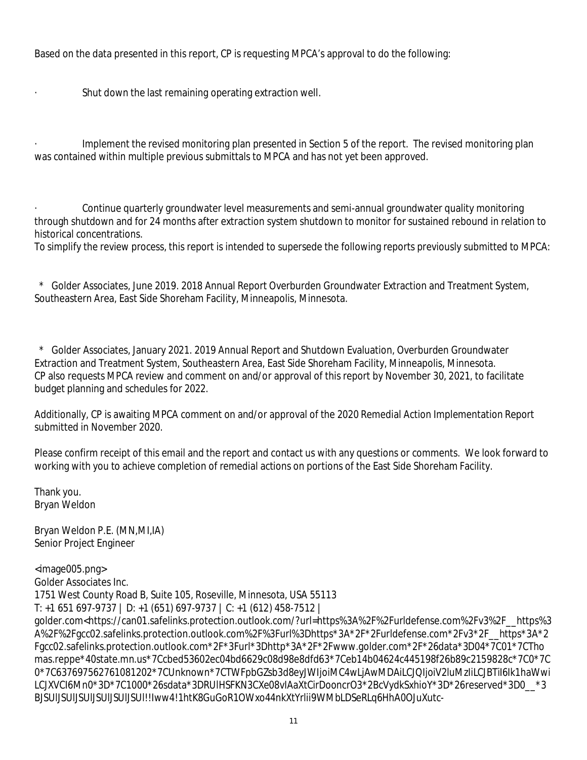Based on the data presented in this report, CP is requesting MPCA's approval to do the following:

· Shut down the last remaining operating extraction well.

· Implement the revised monitoring plan presented in Section 5 of the report. The revised monitoring plan was contained within multiple previous submittals to MPCA and has not yet been approved.

· Continue quarterly groundwater level measurements and semi-annual groundwater quality monitoring through shutdown and for 24 months after extraction system shutdown to monitor for sustained rebound in relation to historical concentrations.

To simplify the review process, this report is intended to supersede the following reports previously submitted to MPCA:

* Golder Associates, June 2019. 2018 Annual Report Overburden Groundwater Extraction and Treatment System, Southeastern Area, East Side Shoreham Facility, Minneapolis, Minnesota.

* Golder Associates, January 2021. 2019 Annual Report and Shutdown Evaluation, Overburden Groundwater Extraction and Treatment System, Southeastern Area, East Side Shoreham Facility, Minneapolis, Minnesota.

CP also requests MPCA review and comment on and/or approval of this report by November 30, 2021, to facilitate budget planning and schedules for 2022.

Additionally, CP is awaiting MPCA comment on and/or approval of the 2020 Remedial Action Implementation Report submitted in November 2020.

Please confirm receipt of this email and the report and contact us with any questions or comments. We look forward to working with you to achieve completion of remedial actions on portions of the East Side Shoreham Facility.

Thank you.
Bryan Weldon

Bryan Weldon P.E. (MN,MI,IA)
Senior Project Engineer

<image005.png>
Golder Associates Inc.
1751 West County Road B, Suite 105, Roseville, Minnesota, USA 55113
T: +1 651 697-9737 | D: +1 (651) 697-9737 | C: +1 (612) 458-7512 |
golder.com<https://can01.safelinks.protection.outlook.com/?url=https%3A%2F%2Furldefense.com%2Fv3%2F__https%3A%2F%2Fgcc02.safelinks.protection.outlook.com%2F%3Furl%3Dhttps*3A*2F*2Furldefense.com*2Fv3*2F__https*3A*2Fgcc02.safelinks.protection.outlook.com*2F*3Furl*3Dhttp*3A*2F*2Fwww.golder.com*2F*26data*3D04*7C01*7CThomas.reppe*40state.mn.us*7Ccbed53602ec04bd6629c08d98e8dfd63*7Ceb14b04624c445198f26b89c2159828c*7C0*7C0*7C637697562761081202*7CUnknown*7CTWFpbGZsb3d8eyJWIjoiMC4wLjAwMDAiLCJQIjoiV2luMzIiLCJBTiI6Ik1haWwiLCJXVCI6Mn0*3D*7C1000*26sdata*3DRUlHSFKN3CXe08vIAaXtCirDooncrO3*2BcVydkSxhioY*3D*26reserved*3D0__*3BJSUlJSUlJSUlJSUlJSUlJSUl!!Iww4!1htK8GuGoR1OWxo44nkXtYrlii9WMbLDSeRLq6HhA0OJuXutc-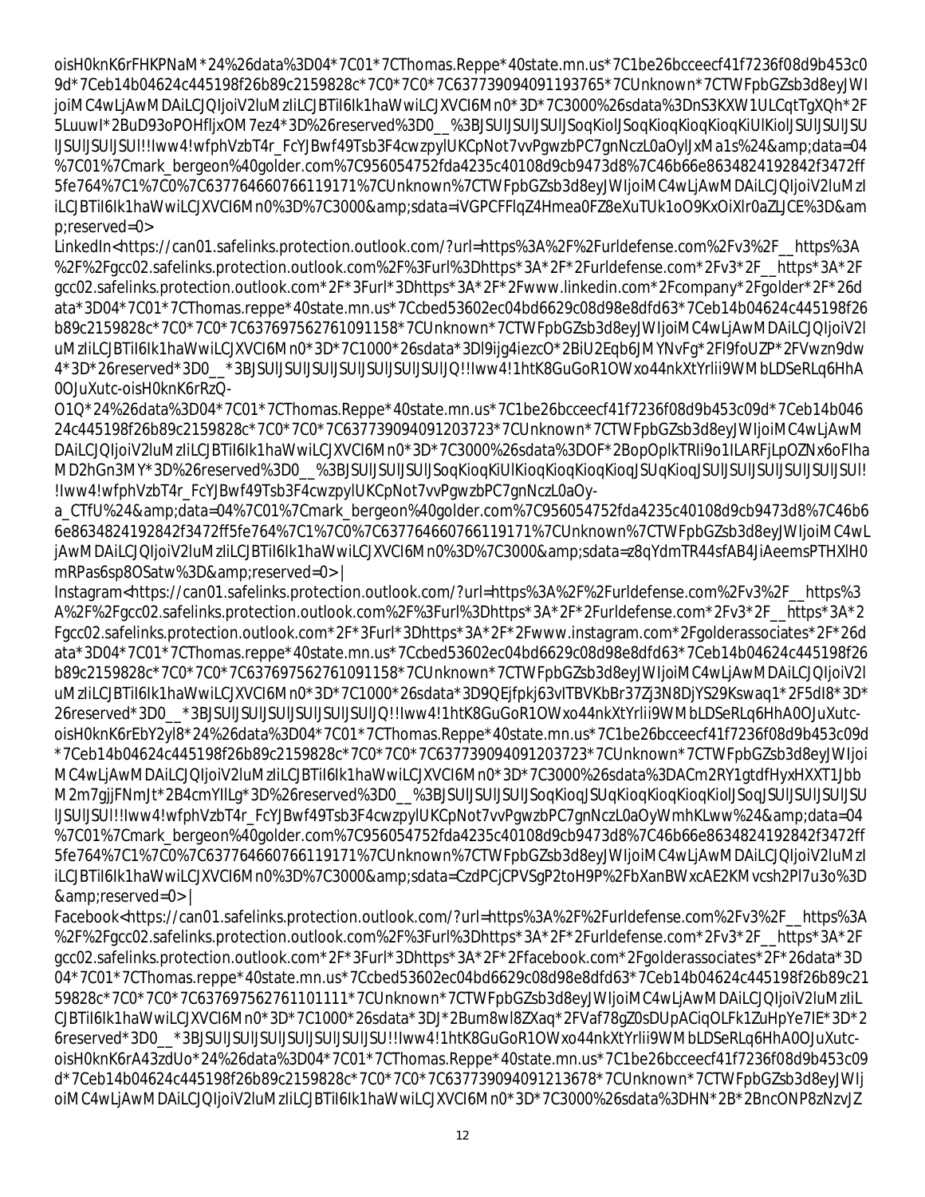oisH0knK6rFHKPNaM*24%26data%3D04*7C01*7CThomas.Reppe*40state.mn.us*7C1be26bcceecf41f7236f08d9b453c09d*7Ceb14b04624c445198f26b89c2159828c*7C0*7C0*7C637739094091193765*7CUnknown*7CTWFpbGZsb3d8eyJWIjoiMC4wLjAwMDAiLCJQIjoiV2luMzIiLCJBTiI6Ik1haWwiLCJXVCI6Mn0*3D*7C3000%26sdata%3DnS3KXW1ULCqtTgXQh*2F5LuuwI*2BuD93oPOHfljxOM7ez4*3D%26reserved%3D0__%3BJSUlJSUlJSUlJSoqKiolJSoqKioqKioqKioqKiUlKiolJSUlJSUlJSUlJSUlJSUlJSUl!!Iww4!wfphVzbT4r_FcYJBwf49Tsb3F4cwzpylUKCpNot7vvPgwzbPC7gnNczL0aOylJxMa1s%24&amp;data=04%7C01%7Cmark_bergeon%40golder.com%7C956054752fda4235c40108d9cb9473d8%7C46b66e8634824192842f3472ff5fe764%7C1%7C0%7C637764660766119171%7CUnknown%7CTWFpbGZsb3d8eyJWIjoiMC4wLjAwMDAiLCJQIjoiV2luMzIiLCJBTiI6Ik1haWwiLCJXVCI6Mn0%3D%7C3000&amp;sdata=iVGPCFFlqZ4Hmea0FZ8eXuTUk1oO9KxOiXlr0aZLJCE%3D&amp;reserved=0>
LinkedIn<https://can01.safelinks.protection.outlook.com/?url=https%3A%2F%2Furldefense.com%2Fv3%2F__https%3A%2F%2Fgcc02.safelinks.protection.outlook.com%2F%3Furl%3Dhttps*3A*2F*2Furldefense.com*2Fv3*2F__https*3A*2Fgcc02.safelinks.protection.outlook.com*2F*3Furl*3Dhttps*3A*2F*2Fwww.linkedin.com*2Fcompany*2Fgolder*2F*26data*3D04*7C01*7CThomas.reppe*40state.mn.us*7Ccbed53602ec04bd6629c08d98e8dfd63*7Ceb14b04624c445198f26b89c2159828c*7C0*7C0*7C637697562761091158*7CUnknown*7CTWFpbGZsb3d8eyJWIjoiMC4wLjAwMDAiLCJQIjoiV2luMzIiLCJBTiI6Ik1haWwiLCJXVCI6Mn0*3D*7C1000*26sdata*3Dl9ijg4iezcO*2BiU2Eqb6JMYNvFg*2FI9foUZP*2FVwzn9dw4*3D*26reserved*3D0__*3BJSUlJSUlJSUlJSUlJSUlJSUlJSUlJQ!!Iww4!1htK8GuGoR1OWxo44nkXtYrlii9WMbLDSeRLq6HhA0OJuXutc-oisH0knK6rRzQ-O1Q*24%26data%3D04*7C01*7CThomas.Reppe*40state.mn.us*7C1be26bcceecf41f7236f08d9b453c09d*7Ceb14b04624c445198f26b89c2159828c*7C0*7C0*7C637739094091203723*7CUnknown*7CTWFpbGZsb3d8eyJWIjoiMC4wLjAwMDAiLCJQIjoiV2luMzIiLCJBTiI6Ik1haWwiLCJXVCI6Mn0*3D*7C3000%26sdata%3DOF*2BopOplkTRIi9o1ILARFjLpOZNx6oFIhaMD2hGn3MY*3D%26reserved%3D0__%3BJSUlJSUlJSUlJSoqKioqKiUlKioqKioqKioqKioqJSUqKioqJSUlJSUlJSUlJSUlJSUlJSUl!!Iww4!wfphVzbT4r_FcYJBwf49Tsb3F4cwzpylUKCpNot7vvPgwzbPC7gnNczL0aOy-a_CTfU%24&amp;data=04%7C01%7Cmark_bergeon%40golder.com%7C956054752fda4235c40108d9cb9473d8%7C46b66e8634824192842f3472ff5fe764%7C1%7C0%7C637764660766119171%7CUnknown%7CTWFpbGZsb3d8eyJWIjoiMC4wLjAwMDAiLCJQIjoiV2luMzIiLCJBTiI6Ik1haWwiLCJXVCI6Mn0%3D%7C3000&amp;sdata=z8qYdmTR44sfAB4JiAeemsPTHXlH0mRPas6sp8OSatw%3D&amp;reserved=0> |
Instagram<https://can01.safelinks.protection.outlook.com/?url=https%3A%2F%2Furldefense.com%2Fv3%2F__https%3A%2F%2Fgcc02.safelinks.protection.outlook.com%2F%3Furl%3Dhttps*3A*2F*2Furldefense.com*2Fv3*2F__https*3A*2Fgcc02.safelinks.protection.outlook.com*2F*3Furl*3Dhttps*3A*2F*2Fwww.instagram.com*2Fgolderassociates*2F*26data*3D04*7C01*7CThomas.reppe*40state.mn.us*7Ccbed53602ec04bd6629c08d98e8dfd63*7Ceb14b04624c445198f26b89c2159828c*7C0*7C0*7C637697562761091158*7CUnknown*7CTWFpbGZsb3d8eyJWIjoiMC4wLjAwMDAiLCJQIjoiV2luMzIiLCJBTiI6Ik1haWwiLCJXVCI6Mn0*3D*7C1000*26sdata*3D9QEjfpkj63vITBVKbBr37Zj3N8DjYS29Kswaq1*2F5dI8*3D*26reserved*3D0__*3BJSUlJSUlJSUlJSUlJSUlJSUlJQ!!Iww4!1htK8GuGoR1OWxo44nkXtYrlii9WMbLDSeRLq6HhA0OJuXutc-oisH0knK6rEbY2yl8*24%26data%3D04*7C01*7CThomas.Reppe*40state.mn.us*7C1be26bcceecf41f7236f08d9b453c09d*7Ceb14b04624c445198f26b89c2159828c*7C0*7C0*7C637739094091203723*7CUnknown*7CTWFpbGZsb3d8eyJWIjoiMC4wLjAwMDAiLCJQIjoiV2luMzIiLCJBTiI6Ik1haWwiLCJXVCI6Mn0*3D*7C3000%26sdata%3DACm2RY1gtdfHyxHXXT1JbbM2m7gjjFNmJt*2B4cmYIlLg*3D%26reserved%3D0__%3BJSUlJSUlJSUlJSoqKioqJSUqKioqKioqKioqKiolJSoqJSUlJSUlJSUlJSUlJSUlJSUl!!Iww4!wfphVzbT4r_FcYJBwf49Tsb3F4cwzpylUKCpNot7vvPgwzbPC7gnNczL0aOyWmhKLww%24&amp;data=04%7C01%7Cmark_bergeon%40golder.com%7C956054752fda4235c40108d9cb9473d8%7C46b66e8634824192842f3472ff5fe764%7C1%7C0%7C637764660766119171%7CUnknown%7CTWFpbGZsb3d8eyJWIjoiMC4wLjAwMDAiLCJQIjoiV2luMzIiLCJBTiI6Ik1haWwiLCJXVCI6Mn0%3D%7C3000&amp;sdata=CzdPCjCPVSgP2toH9P%2FbXanBWXcAE2KMvcsh2Pl7u3o%3D&amp;reserved=0> |
Facebook<https://can01.safelinks.protection.outlook.com/?url=https%3A%2F%2Furldefense.com%2Fv3%2F__https%3A%2F%2Fgcc02.safelinks.protection.outlook.com%2F%3Furl%3Dhttps*3A*2F*2Furldefense.com*2Fv3*2F__https*3A*2Fgcc02.safelinks.protection.outlook.com*2F*3Furl*3Dhttps*3A*2F*2Ffacebook.com*2Fgolderassociates*2F*26data*3D04*7C01*7CThomas.reppe*40state.mn.us*7Ccbed53602ec04bd6629c08d98e8dfd63*7Ceb14b04624c445198f26b89c2159828c*7C0*7C0*7C637697562761101111*7CUnknown*7CTWFpbGZsb3d8eyJWIjoiMC4wLjAwMDAiLCJQIjoiV2luMzIiLCJBTiI6Ik1haWwiLCJXVCI6Mn0*3D*7C1000*26sdata*3DJ*2Bum8wl8ZXaq*2FVaf78gZ0sDUpACiqOLFk1ZuHpYe7IE*3D*26reserved*3D0__*3BJSUlJSUlJSUlJSUlJSUlJSUlJSU!!Iww4!1htK8GuGoR1OWxo44nkXtYrlii9WMbLDSeRLq6HhA0OJuXutc-oisH0knK6rA43zdUo*24%26data%3D04*7C01*7CThomas.Reppe*40state.mn.us*7C1be26bcceecf41f7236f08d9b453c09d*7Ceb14b04624c445198f26b89c2159828c*7C0*7C0*7C637739094091213678*7CUnknown*7CTWFpbGZsb3d8eyJWIjoiMC4wLjAwMDAiLCJQIjoiV2luMzIiLCJBTiI6Ik1haWwiLCJXVCI6Mn0*3D*7C3000%26sdata%3DHN*2B*2BncONP8zNzvJZ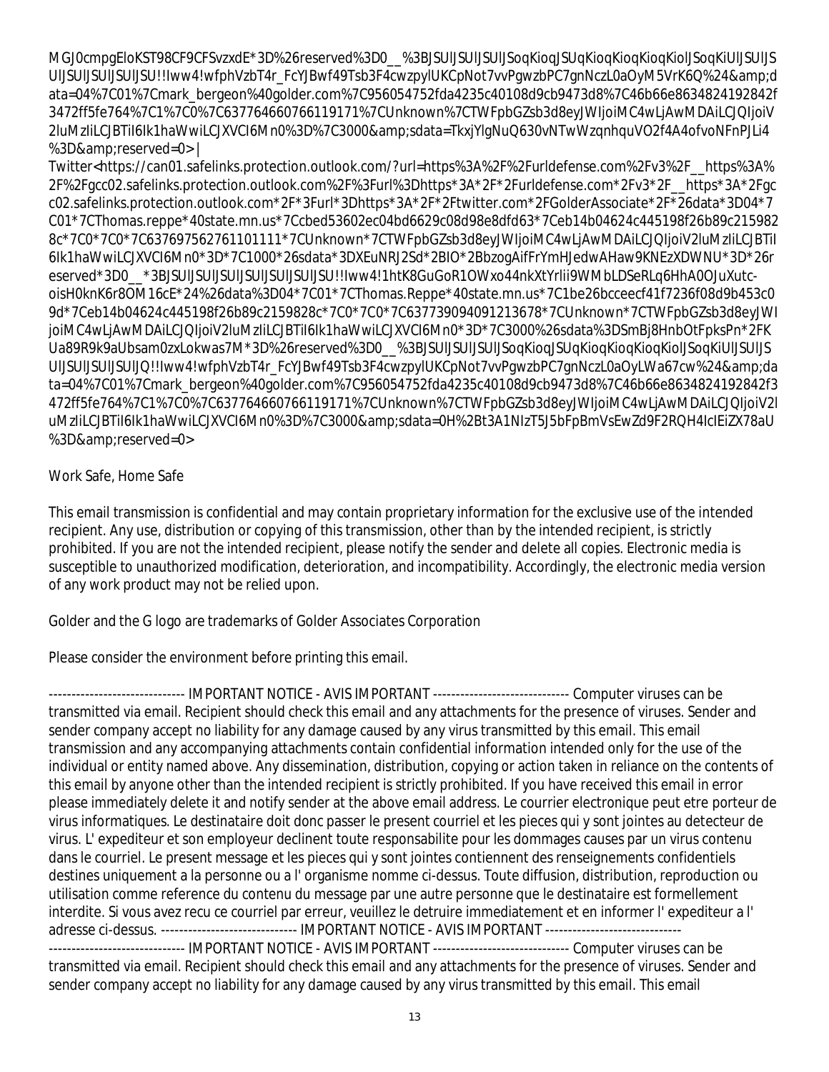MGJ0cmpgEloKST98CF9CFSvzxdE*3D%26reserved%3D0__%3BJSUlJSUlJSUlJSUlJSoqKioqJSUqKioqKioqKioqKiolJSoqKiUlJSUlJSUlJSUlJSUlJSUlJSU!!Iww4!wfphVzbT4r_FcYJBwf49Tsb3F4cwzpylUKCpNot7vvPgwzbPC7gnNczL0aOyM5VrK6Q%24&amp;data=04%7C01%7Cmark_bergeon%40golder.com%7C956054752fda4235c40108d9cb9473d8%7C46b66e8634824192842f3472ff5fe764%7C1%7C0%7C637764660766119171%7CUnknown%7CTWFpbGZsb3d8eyJWIjoiMC4wLjAwMDAiLCJQIjoiV2luMzIiLCJBTiI6Ik1haWwiLCJXVCI6Mn0%3D%7C3000&amp;sdata=TkxjYlgNuQ630vNTwWzqnhquVO2f4A4ofvoNFnPJLi4%3D&amp;reserved=0> |
Twitter<https://can01.safelinks.protection.outlook.com/?url=https%3A%2F%2Furldefense.com%2Fv3%2F__https%3A%2F%2Fgcc02.safelinks.protection.outlook.com%2F%3Furl%3Dhttps*3A*2F*2Furldefense.com*2Fv3*2F__https*3A*2Fgcc02.safelinks.protection.outlook.com*2F*3Furl*3Dhttps*3A*2F*2Ftwitter.com*2FGolderAssociate*2F*26data*3D04*7C01*7CThomas.reppe*40state.mn.us*7Ccbed53602ec04bd6629c08d98e8dfd63*7Ceb14b04624c445198f26b89c2159828c*7C0*7C0*7C637697562761101111*7CUnknown*7CTWFpbGZsb3d8eyJWIjoiMC4wLjAwMDAiLCJQIjoiV2luMzIiLCJBTiI6Ik1haWwiLCJXVCI6Mn0*3D*7C1000*26sdata*3DXEuNRJ2Sd*2BIO*2BbzogAifFrYmHJedwAHaw9KNEzXDWNU*3D*26reserved*3D0__*3BJSUlJSUlJSUlJSUlJSUlJSUlJSU!!Iww4!1htK8GuGoR1OWxo44nkXtYrIii9WMbLDSeRLq6HhA0OJuXutc-oisH0knK6r8OM16cE*24%26data%3D04*7C01*7CThomas.Reppe*40state.mn.us*7C1be26bcceecf41f7236f08d9b453c09d*7Ceb14b04624c445198f26b89c2159828c*7C0*7C0*7C637739094091213678*7CUnknown*7CTWFpbGZsb3d8eyJWIjoiMC4wLjAwMDAiLCJQIjoiV2luMzIiLCJBTiI6Ik1haWwiLCJXVCI6Mn0*3D*7C3000%26sdata%3DSmBj8HnbOtFpksPn*2FKUa89R9k9aUbsam0zxLokwas7M*3D%26reserved%3D0__%3BJSUlJSUlJSUlJSoqKioqJSUqKioqKioqKioqKiolJSoqKiUlJSUlJSUlJSUlJSUlJQ!!Iww4!wfphVzbT4r_FcYJBwf49Tsb3F4cwzpylUKCpNot7vvPgwzbPC7gnNczL0aOyLWa67cw%24&amp;data=04%7C01%7Cmark_bergeon%40golder.com%7C956054752fda4235c40108d9cb9473d8%7C46b66e8634824192842f3472ff5fe764%7C1%7C0%7C637764660766119171%7CUnknown%7CTWFpbGZsb3d8eyJWIjoiMC4wLjAwMDAiLCJQIjoiV2luMzIiLCJBTiI6Ik1haWwiLCJXVCI6Mn0%3D%7C3000&amp;sdata=0H%2Bt3A1NIzT5J5bFpBmVsEwZd9F2RQH4IcIEiZX78aU%3D&amp;reserved=0>

Work Safe, Home Safe

This email transmission is confidential and may contain proprietary information for the exclusive use of the intended recipient. Any use, distribution or copying of this transmission, other than by the intended recipient, is strictly prohibited. If you are not the intended recipient, please notify the sender and delete all copies. Electronic media is susceptible to unauthorized modification, deterioration, and incompatibility. Accordingly, the electronic media version of any work product may not be relied upon.

Golder and the G logo are trademarks of Golder Associates Corporation

Please consider the environment before printing this email.

------------------------------ IMPORTANT NOTICE - AVIS IMPORTANT ------------------------------ Computer viruses can be transmitted via email. Recipient should check this email and any attachments for the presence of viruses. Sender and sender company accept no liability for any damage caused by any virus transmitted by this email. This email transmission and any accompanying attachments contain confidential information intended only for the use of the individual or entity named above. Any dissemination, distribution, copying or action taken in reliance on the contents of this email by anyone other than the intended recipient is strictly prohibited. If you have received this email in error please immediately delete it and notify sender at the above email address. Le courrier electronique peut etre porteur de virus informatiques. Le destinataire doit donc passer le present courriel et les pieces qui y sont jointes au detecteur de virus. L' expediteur et son employeur declinent toute responsabilite pour les dommages causes par un virus contenu dans le courriel. Le present message et les pieces qui y sont jointes contiennent des renseignements confidentiels destines uniquement a la personne ou a l' organisme nomme ci-dessus. Toute diffusion, distribution, reproduction ou utilisation comme reference du contenu du message par une autre personne que le destinataire est formellement interdite. Si vous avez recu ce courriel par erreur, veuillez le detruire immediatement et en informer l' expediteur a l' adresse ci-dessus. ------------------------------ IMPORTANT NOTICE - AVIS IMPORTANT ------------------------------
------------------------------ IMPORTANT NOTICE - AVIS IMPORTANT ------------------------------ Computer viruses can be transmitted via email. Recipient should check this email and any attachments for the presence of viruses. Sender and sender company accept no liability for any damage caused by any virus transmitted by this email. This email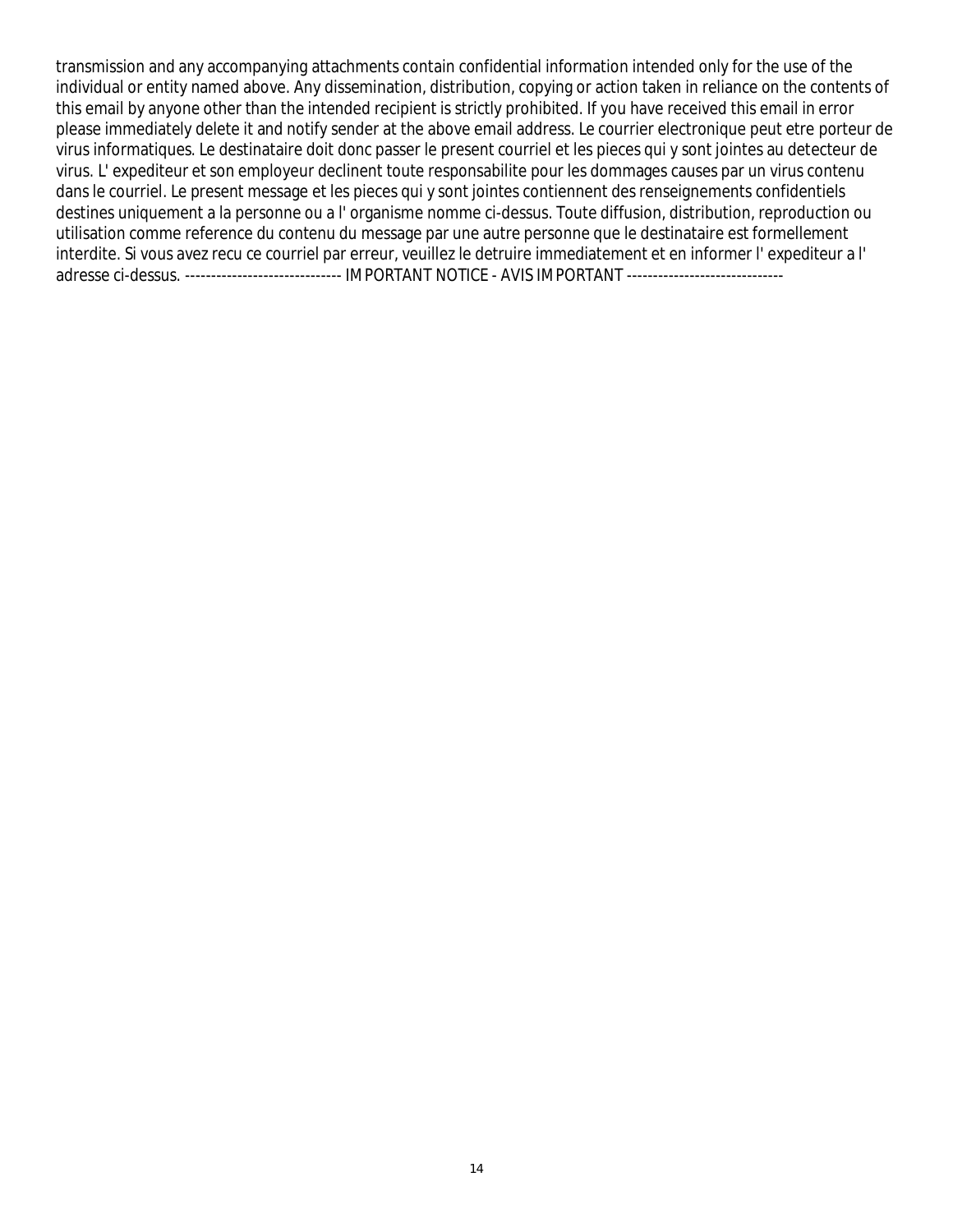transmission and any accompanying attachments contain confidential information intended only for the use of the individual or entity named above. Any dissemination, distribution, copying or action taken in reliance on the contents of this email by anyone other than the intended recipient is strictly prohibited. If you have received this email in error please immediately delete it and notify sender at the above email address. Le courrier electronique peut etre porteur de virus informatiques. Le destinataire doit donc passer le present courriel et les pieces qui y sont jointes au detecteur de virus. L' expediteur et son employeur declinent toute responsabilite pour les dommages causes par un virus contenu dans le courriel. Le present message et les pieces qui y sont jointes contiennent des renseignements confidentiels destines uniquement a la personne ou a l' organisme nomme ci-dessus. Toute diffusion, distribution, reproduction ou utilisation comme reference du contenu du message par une autre personne que le destinataire est formellement interdite. Si vous avez recu ce courriel par erreur, veuillez le detruire immediatement et en informer l' expediteur a l' adresse ci-dessus. ------------------------------ IMPORTANT NOTICE - AVIS IMPORTANT ------------------------------